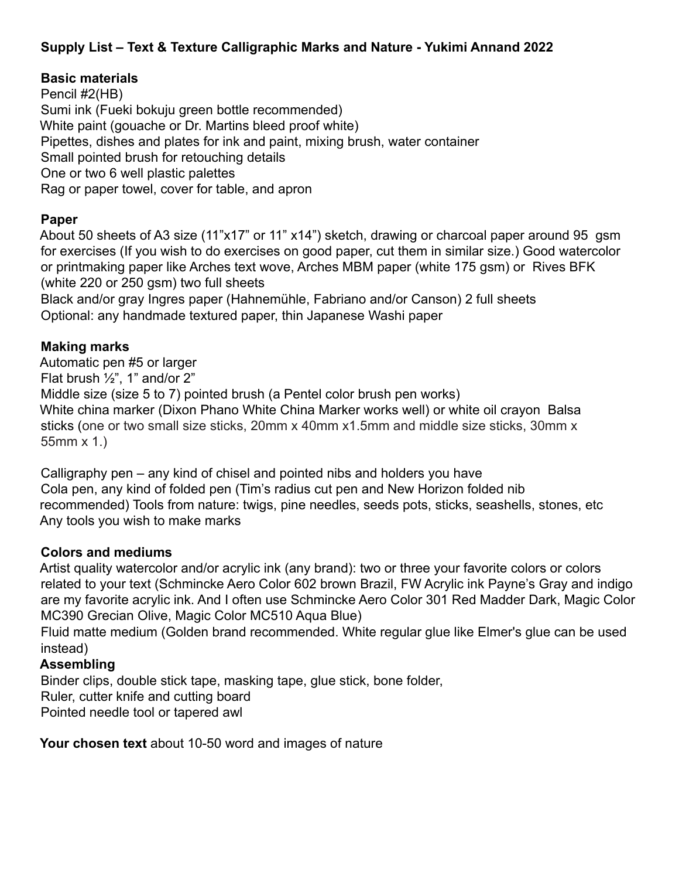**Supply List – Text & Texture Calligraphic Marks and Nature - Yukimi Annand 2022**

**Basic materials**

Pencil #2(HB)
Sumi ink (Fueki bokuju green bottle recommended)
White paint (gouache or Dr. Martins bleed proof white)
Pipettes, dishes and plates for ink and paint, mixing brush, water container
Small pointed brush for retouching details
One or two 6 well plastic palettes
Rag or paper towel, cover for table, and apron

**Paper**

About 50 sheets of A3 size (11"x17" or 11" x14") sketch, drawing or charcoal paper around 95 gsm for exercises (If you wish to do exercises on good paper, cut them in similar size.) Good watercolor or printmaking paper like Arches text wove, Arches MBM paper (white 175 gsm) or Rives BFK (white 220 or 250 gsm) two full sheets
Black and/or gray Ingres paper (Hahnemühle, Fabriano and/or Canson) 2 full sheets
Optional: any handmade textured paper, thin Japanese Washi paper

**Making marks**

Automatic pen #5 or larger
Flat brush ½", 1" and/or 2"
Middle size (size 5 to 7) pointed brush (a Pentel color brush pen works)
White china marker (Dixon Phano White China Marker works well) or white oil crayon Balsa sticks (one or two small size sticks, 20mm x 40mm x1.5mm and middle size sticks, 30mm x 55mm x 1.)

Calligraphy pen – any kind of chisel and pointed nibs and holders you have
Cola pen, any kind of folded pen (Tim's radius cut pen and New Horizon folded nib recommended) Tools from nature: twigs, pine needles, seeds pots, sticks, seashells, stones, etc
Any tools you wish to make marks

**Colors and mediums**

Artist quality watercolor and/or acrylic ink (any brand): two or three your favorite colors or colors related to your text (Schmincke Aero Color 602 brown Brazil, FW Acrylic ink Payne's Gray and indigo are my favorite acrylic ink. And I often use Schmincke Aero Color 301 Red Madder Dark, Magic Color MC390 Grecian Olive, Magic Color MC510 Aqua Blue)
Fluid matte medium (Golden brand recommended. White regular glue like Elmer's glue can be used instead)

**Assembling**

Binder clips, double stick tape, masking tape, glue stick, bone folder,
Ruler, cutter knife and cutting board
Pointed needle tool or tapered awl

**Your chosen text** about 10-50 word and images of nature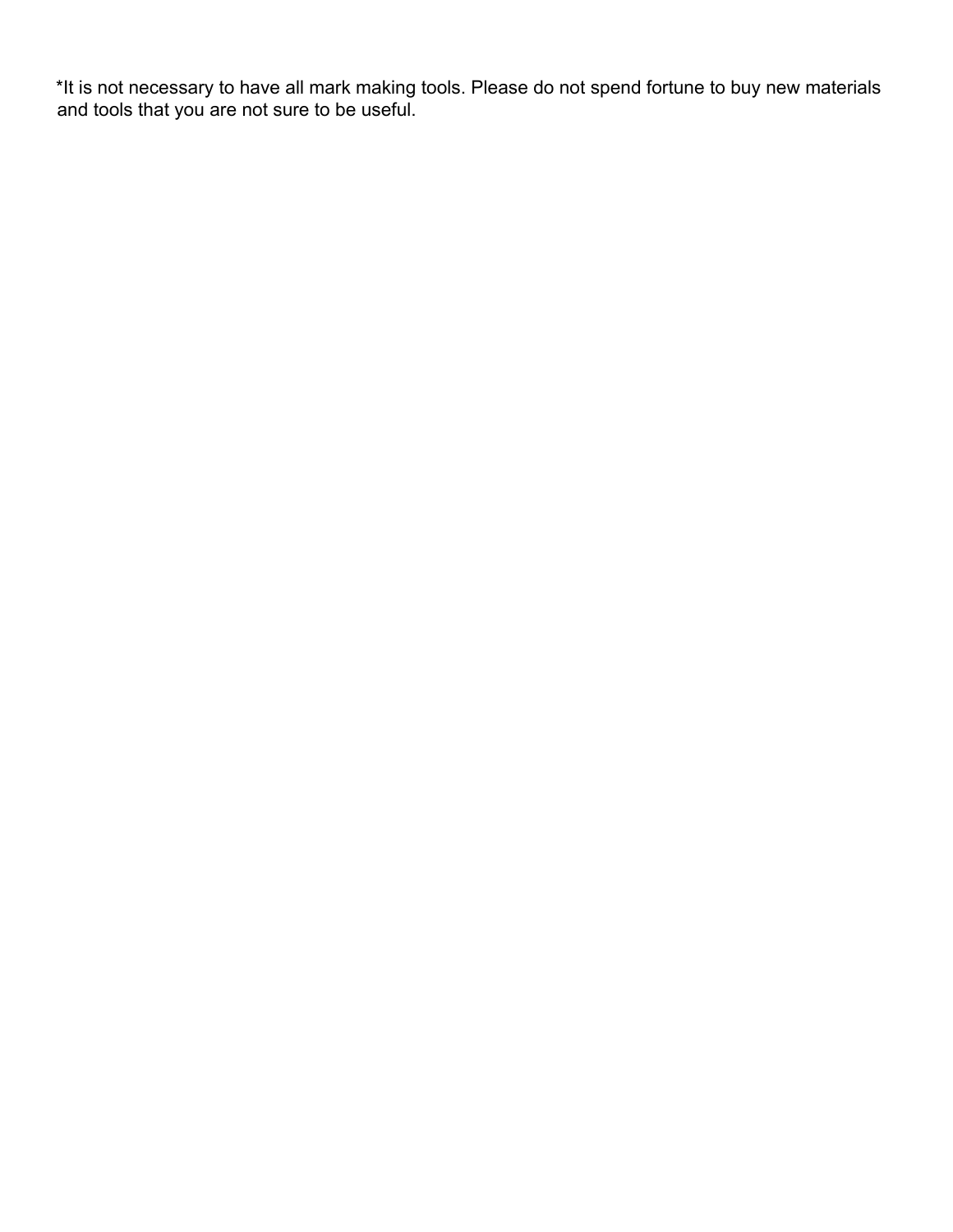*It is not necessary to have all mark making tools. Please do not spend fortune to buy new materials and tools that you are not sure to be useful.